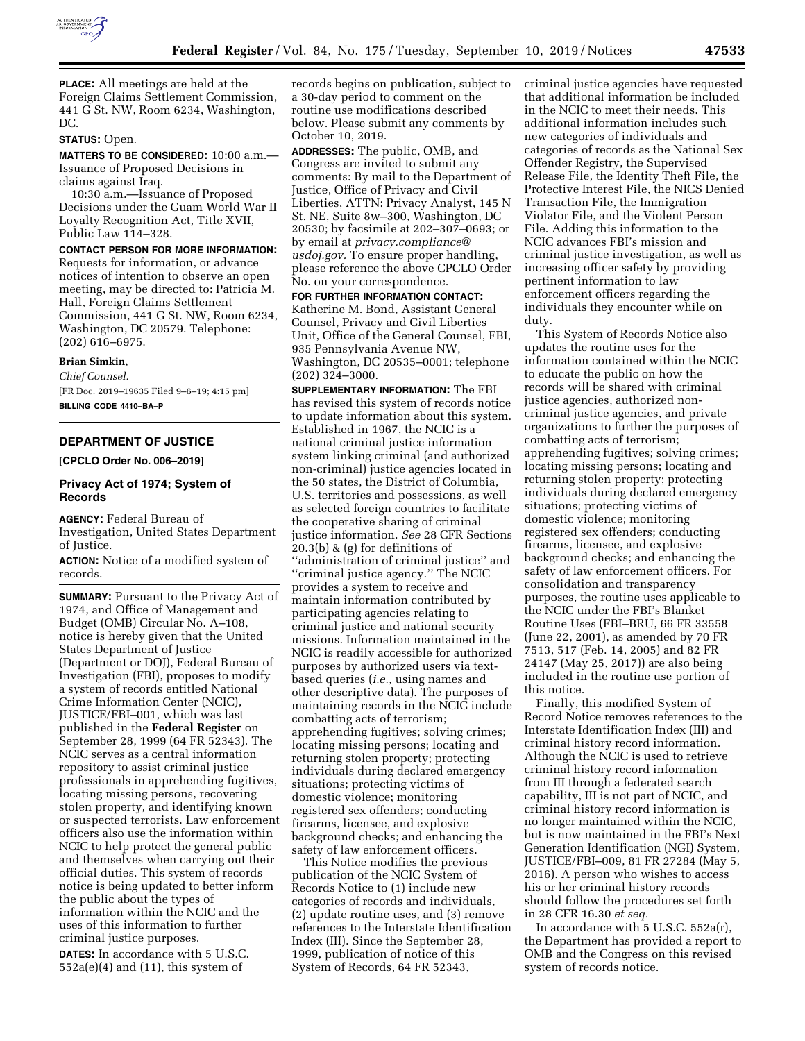**PLACE:** All meetings are held at the Foreign Claims Settlement Commission, 441 G St. NW, Room 6234, Washington, DC.

**STATUS:** Open.

**MATTERS TO BE CONSIDERED:** 10:00 a.m.—Issuance of Proposed Decisions in claims against Iraq.

10:30 a.m.—Issuance of Proposed Decisions under the Guam World War II Loyalty Recognition Act, Title XVII, Public Law 114–328.

**CONTACT PERSON FOR MORE INFORMATION:** Requests for information, or advance notices of intention to observe an open meeting, may be directed to: Patricia M. Hall, Foreign Claims Settlement Commission, 441 G St. NW, Room 6234, Washington, DC 20579. Telephone: (202) 616–6975.

**Brian Simkin,**

*Chief Counsel.*

[FR Doc. 2019–19635 Filed 9–6–19; 4:15 pm]

**BILLING CODE 4410–BA–P**

## DEPARTMENT OF JUSTICE

**[CPCLO Order No. 006–2019]**

## Privacy Act of 1974; System of Records

**AGENCY:** Federal Bureau of Investigation, United States Department of Justice.

**ACTION:** Notice of a modified system of records.

**SUMMARY:** Pursuant to the Privacy Act of 1974, and Office of Management and Budget (OMB) Circular No. A–108, notice is hereby given that the United States Department of Justice (Department or DOJ), Federal Bureau of Investigation (FBI), proposes to modify a system of records entitled National Crime Information Center (NCIC), JUSTICE/FBI–001, which was last published in the **Federal Register** on September 28, 1999 (64 FR 52343). The NCIC serves as a central information repository to assist criminal justice professionals in apprehending fugitives, locating missing persons, recovering stolen property, and identifying known or suspected terrorists. Law enforcement officers also use the information within NCIC to help protect the general public and themselves when carrying out their official duties. This system of records notice is being updated to better inform the public about the types of information within the NCIC and the uses of this information to further criminal justice purposes.

**DATES:** In accordance with 5 U.S.C. 552a(e)(4) and (11), this system of records begins on publication, subject to a 30-day period to comment on the routine use modifications described below. Please submit any comments by October 10, 2019.

**ADDRESSES:** The public, OMB, and Congress are invited to submit any comments: By mail to the Department of Justice, Office of Privacy and Civil Liberties, ATTN: Privacy Analyst, 145 N St. NE, Suite 8w–300, Washington, DC 20530; by facsimile at 202–307–0693; or by email at *privacy.compliance@usdoj.gov.* To ensure proper handling, please reference the above CPCLO Order No. on your correspondence.

**FOR FURTHER INFORMATION CONTACT:** Katherine M. Bond, Assistant General Counsel, Privacy and Civil Liberties Unit, Office of the General Counsel, FBI, 935 Pennsylvania Avenue NW, Washington, DC 20535–0001; telephone (202) 324–3000.

**SUPPLEMENTARY INFORMATION:** The FBI has revised this system of records notice to update information about this system. Established in 1967, the NCIC is a national criminal justice information system linking criminal (and authorized non-criminal) justice agencies located in the 50 states, the District of Columbia, U.S. territories and possessions, as well as selected foreign countries to facilitate the cooperative sharing of criminal justice information. *See* 28 CFR Sections 20.3(b) & (g) for definitions of ''administration of criminal justice'' and ''criminal justice agency.'' The NCIC provides a system to receive and maintain information contributed by participating agencies relating to criminal justice and national security missions. Information maintained in the NCIC is readily accessible for authorized purposes by authorized users via text-based queries (*i.e.,* using names and other descriptive data). The purposes of maintaining records in the NCIC include combatting acts of terrorism; apprehending fugitives; solving crimes; locating missing persons; locating and returning stolen property; protecting individuals during declared emergency situations; protecting victims of domestic violence; monitoring registered sex offenders; conducting firearms, licensee, and explosive background checks; and enhancing the safety of law enforcement officers.

This Notice modifies the previous publication of the NCIC System of Records Notice to (1) include new categories of records and individuals, (2) update routine uses, and (3) remove references to the Interstate Identification Index (III). Since the September 28, 1999, publication of notice of this System of Records, 64 FR 52343, criminal justice agencies have requested that additional information be included in the NCIC to meet their needs. This additional information includes such new categories of individuals and categories of records as the National Sex Offender Registry, the Supervised Release File, the Identity Theft File, the Protective Interest File, the NICS Denied Transaction File, the Immigration Violator File, and the Violent Person File. Adding this information to the NCIC advances FBI's mission and criminal justice investigation, as well as increasing officer safety by providing pertinent information to law enforcement officers regarding the individuals they encounter while on duty.

This System of Records Notice also updates the routine uses for the information contained within the NCIC to educate the public on how the records will be shared with criminal justice agencies, authorized non-criminal justice agencies, and private organizations to further the purposes of combatting acts of terrorism; apprehending fugitives; solving crimes; locating missing persons; locating and returning stolen property; protecting individuals during declared emergency situations; protecting victims of domestic violence; monitoring registered sex offenders; conducting firearms, licensee, and explosive background checks; and enhancing the safety of law enforcement officers. For consolidation and transparency purposes, the routine uses applicable to the NCIC under the FBI's Blanket Routine Uses (FBI–BRU, 66 FR 33558 (June 22, 2001), as amended by 70 FR 7513, 517 (Feb. 14, 2005) and 82 FR 24147 (May 25, 2017)) are also being included in the routine use portion of this notice.

Finally, this modified System of Record Notice removes references to the Interstate Identification Index (III) and criminal history record information. Although the NCIC is used to retrieve criminal history record information from III through a federated search capability, III is not part of NCIC, and criminal history record information is no longer maintained within the NCIC, but is now maintained in the FBI's Next Generation Identification (NGI) System, JUSTICE/FBI–009, 81 FR 27284 (May 5, 2016). A person who wishes to access his or her criminal history records should follow the procedures set forth in 28 CFR 16.30 *et seq.*

In accordance with 5 U.S.C. 552a(r), the Department has provided a report to OMB and the Congress on this revised system of records notice.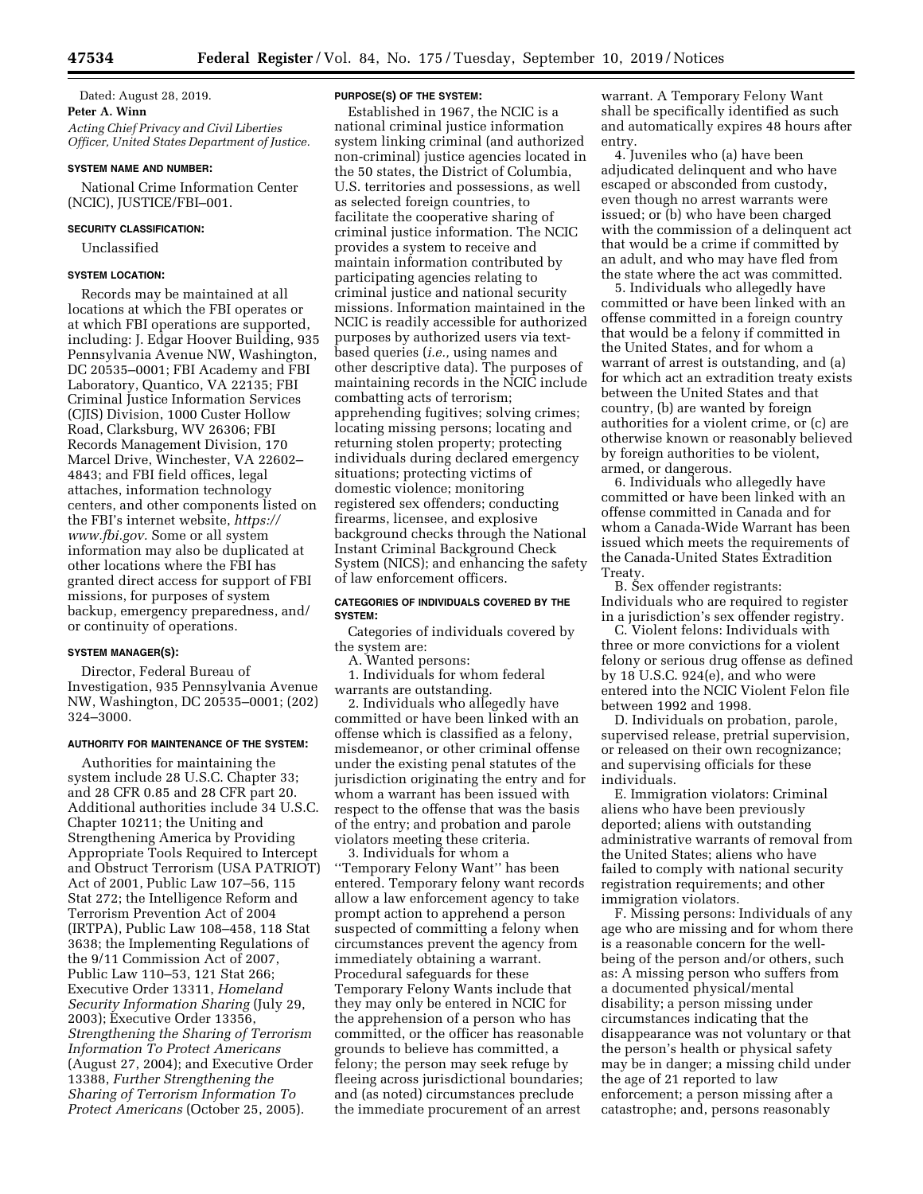Dated: August 28, 2019.

**Peter A. Winn**

*Acting Chief Privacy and Civil Liberties Officer, United States Department of Justice.*

#### SYSTEM NAME AND NUMBER:

National Crime Information Center (NCIC), JUSTICE/FBI–001.

#### SECURITY CLASSIFICATION:

Unclassified

#### SYSTEM LOCATION:

Records may be maintained at all locations at which the FBI operates or at which FBI operations are supported, including: J. Edgar Hoover Building, 935 Pennsylvania Avenue NW, Washington, DC 20535–0001; FBI Academy and FBI Laboratory, Quantico, VA 22135; FBI Criminal Justice Information Services (CJIS) Division, 1000 Custer Hollow Road, Clarksburg, WV 26306; FBI Records Management Division, 170 Marcel Drive, Winchester, VA 22602–4843; and FBI field offices, legal attaches, information technology centers, and other components listed on the FBI's internet website, *https://www.fbi.gov.* Some or all system information may also be duplicated at other locations where the FBI has granted direct access for support of FBI missions, for purposes of system backup, emergency preparedness, and/or continuity of operations.

#### SYSTEM MANAGER(S):

Director, Federal Bureau of Investigation, 935 Pennsylvania Avenue NW, Washington, DC 20535–0001; (202) 324–3000.

#### AUTHORITY FOR MAINTENANCE OF THE SYSTEM:

Authorities for maintaining the system include 28 U.S.C. Chapter 33; and 28 CFR 0.85 and 28 CFR part 20. Additional authorities include 34 U.S.C. Chapter 10211; the Uniting and Strengthening America by Providing Appropriate Tools Required to Intercept and Obstruct Terrorism (USA PATRIOT) Act of 2001, Public Law 107–56, 115 Stat 272; the Intelligence Reform and Terrorism Prevention Act of 2004 (IRTPA), Public Law 108–458, 118 Stat 3638; the Implementing Regulations of the 9/11 Commission Act of 2007, Public Law 110–53, 121 Stat 266; Executive Order 13311, *Homeland Security Information Sharing* (July 29, 2003); Executive Order 13356, *Strengthening the Sharing of Terrorism Information To Protect Americans* (August 27, 2004); and Executive Order 13388, *Further Strengthening the Sharing of Terrorism Information To Protect Americans* (October 25, 2005).

#### PURPOSE(S) OF THE SYSTEM:

Established in 1967, the NCIC is a national criminal justice information system linking criminal (and authorized non-criminal) justice agencies located in the 50 states, the District of Columbia, U.S. territories and possessions, as well as selected foreign countries, to facilitate the cooperative sharing of criminal justice information. The NCIC provides a system to receive and maintain information contributed by participating agencies relating to criminal justice and national security missions. Information maintained in the NCIC is readily accessible for authorized users via text-based queries (*i.e.,* using names and other descriptive data). The purposes of maintaining records in the NCIC include combatting acts of terrorism; apprehending fugitives; solving crimes; locating missing persons; locating and returning stolen property; protecting individuals during declared emergency situations; protecting victims of domestic violence; monitoring registered sex offenders; conducting firearms, licensee, and explosive background checks through the National Instant Criminal Background Check System (NICS); and enhancing the safety of law enforcement officers.

#### CATEGORIES OF INDIVIDUALS COVERED BY THE SYSTEM:

Categories of individuals covered by the system are:

A. Wanted persons:

1. Individuals for whom federal warrants are outstanding.

2. Individuals who allegedly have committed or have been linked with an offense which is classified as a felony, misdemeanor, or other criminal offense under the existing penal statutes of the jurisdiction originating the entry and for whom a warrant has been issued with respect to the offense that was the basis of the entry; and probation and parole violators meeting these criteria.

3. Individuals for whom a "Temporary Felony Want" has been entered. Temporary felony want records allow a law enforcement agency to take prompt action to apprehend a person suspected of committing a felony when circumstances prevent the agency from immediately obtaining a warrant. Procedural safeguards for these Temporary Felony Wants include that they may only be entered in NCIC for the apprehension of a person who has committed, or the officer has reasonable grounds to believe has committed, a felony; the person may seek refuge by fleeing across jurisdictional boundaries; and (as noted) circumstances preclude the immediate procurement of an arrest warrant. A Temporary Felony Want shall be specifically identified as such and automatically expires 48 hours after entry.

4. Juveniles who (a) have been adjudicated delinquent and who have escaped or absconded from custody, even though no arrest warrants were issued; or (b) who have been charged with the commission of a delinquent act that would be a crime if committed by an adult, and who may have fled from the state where the act was committed.

5. Individuals who allegedly have committed or have been linked with an offense committed in a foreign country that would be a felony if committed in the United States, and for whom a warrant of arrest is outstanding, and (a) for which act an extradition treaty exists between the United States and that country, (b) are wanted by foreign authorities for a violent crime, or (c) are otherwise known or reasonably believed by foreign authorities to be violent, armed, or dangerous.

6. Individuals who allegedly have committed or have been linked with an offense committed in Canada and for whom a Canada-Wide Warrant has been issued which meets the requirements of the Canada-United States Extradition Treaty.

B. Sex offender registrants: Individuals who are required to register in a jurisdiction's sex offender registry.

C. Violent felons: Individuals with three or more convictions for a violent felony or serious drug offense as defined by 18 U.S.C. 924(e), and who were entered into the NCIC Violent Felon file between 1992 and 1998.

D. Individuals on probation, parole, supervised release, pretrial supervision, or released on their own recognizance; and supervising officials for these individuals.

E. Immigration violators: Criminal aliens who have been previously deported; aliens with outstanding administrative warrants of removal from the United States; aliens who have failed to comply with national security registration requirements; and other immigration violators.

F. Missing persons: Individuals of any age who are missing and for whom there is a reasonable concern for the well-being of the person and/or others, such as: A missing person who suffers from a documented physical/mental disability; a person missing under circumstances indicating that the disappearance was not voluntary or that the person's health or physical safety may be in danger; a missing child under the age of 21 reported to law enforcement; a person missing after a catastrophe; and, persons reasonably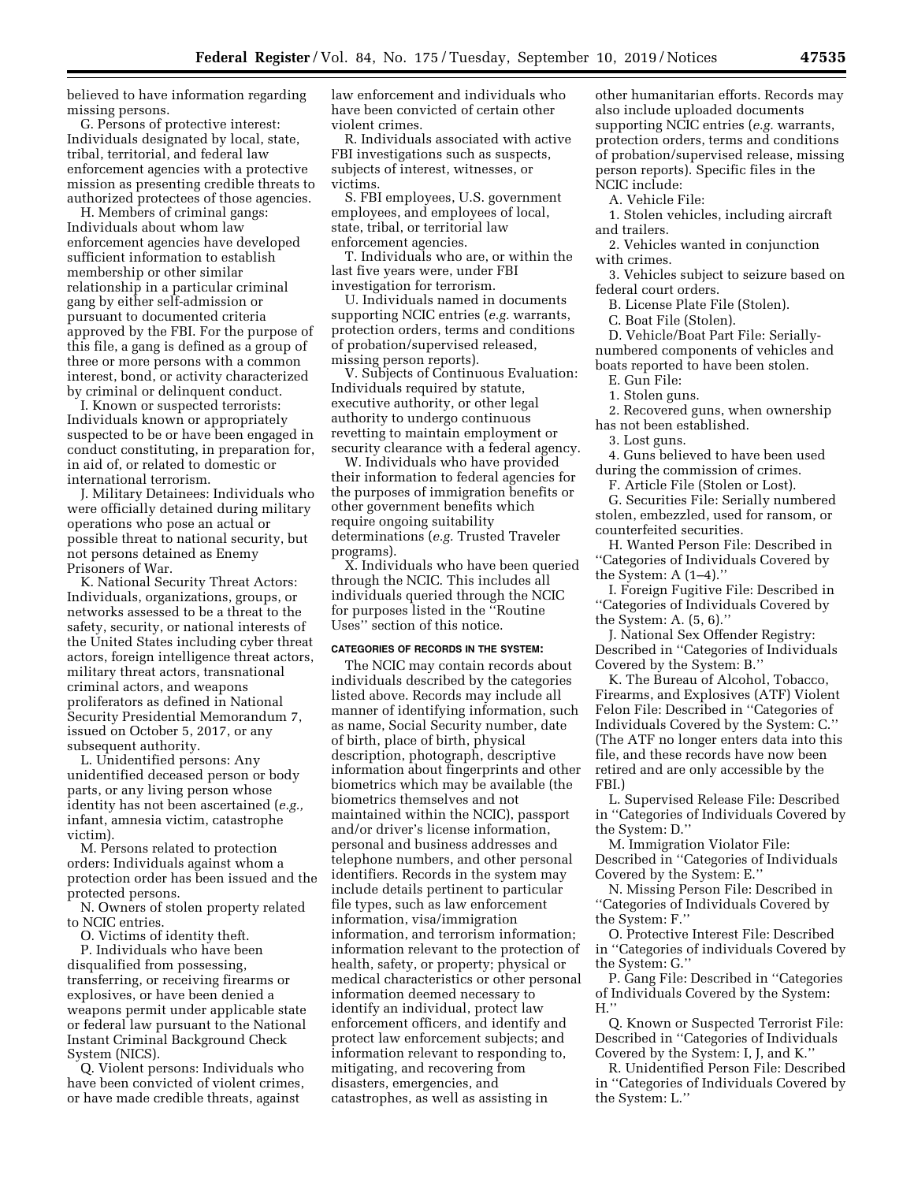believed to have information regarding missing persons.

G. Persons of protective interest: Individuals designated by local, state, tribal, territorial, and federal law enforcement agencies with a protective mission as presenting credible threats to authorized protectees of those agencies.

H. Members of criminal gangs: Individuals about whom law enforcement agencies have developed sufficient information to establish membership or other similar relationship in a particular criminal gang by either self-admission or pursuant to documented criteria approved by the FBI. For the purpose of this file, a gang is defined as a group of three or more persons with a common interest, bond, or activity characterized by criminal or delinquent conduct.

I. Known or suspected terrorists: Individuals known or appropriately suspected to be or have been engaged in conduct constituting, in preparation for, in aid of, or related to domestic or international terrorism.

J. Military Detainees: Individuals who were officially detained during military operations who pose an actual or possible threat to national security, but not persons detained as Enemy Prisoners of War.

K. National Security Threat Actors: Individuals, organizations, groups, or networks assessed to be a threat to the safety, security, or national interests of the United States including cyber threat actors, foreign intelligence threat actors, military threat actors, transnational criminal actors, and weapons proliferators as defined in National Security Presidential Memorandum 7, issued on October 5, 2017, or any subsequent authority.

L. Unidentified persons: Any unidentified deceased person or body parts, or any living person whose identity has not been ascertained (*e.g.,* infant, amnesia victim, catastrophe victim).

M. Persons related to protection orders: Individuals against whom a protection order has been issued and the protected persons.

N. Owners of stolen property related to NCIC entries.

O. Victims of identity theft.

P. Individuals who have been disqualified from possessing, transferring, or receiving firearms or explosives, or have been denied a weapons permit under applicable state or federal law pursuant to the National Instant Criminal Background Check System (NICS).

Q. Violent persons: Individuals who have been convicted of violent crimes, or have made credible threats, against law enforcement and individuals who have been convicted of certain other violent crimes.

R. Individuals associated with active FBI investigations such as suspects, subjects of interest, witnesses, or victims.

S. FBI employees, U.S. government employees, and employees of local, state, tribal, or territorial law enforcement agencies.

T. Individuals who are, or within the last five years were, under FBI investigation for terrorism.

U. Individuals named in documents supporting NCIC entries (*e.g.* warrants, protection orders, terms and conditions of probation/supervised released, missing person reports).

V. Subjects of Continuous Evaluation: Individuals required by statute, executive authority, or other legal authority to undergo continuous revetting to maintain employment or security clearance with a federal agency.

W. Individuals who have provided their information to federal agencies for the purposes of immigration benefits or other government benefits which require ongoing suitability determinations (*e.g.* Trusted Traveler programs).

X. Individuals who have been queried through the NCIC. This includes all individuals queried through the NCIC for purposes listed in the ''Routine Uses'' section of this notice.

### CATEGORIES OF RECORDS IN THE SYSTEM:

The NCIC may contain records about individuals described by the categories listed above. Records may include all manner of identifying information, such as name, Social Security number, date of birth, place of birth, physical description, photograph, descriptive information about fingerprints and other biometrics which may be available (the biometrics themselves and not maintained within the NCIC), passport and/or driver's license information, personal and business addresses and telephone numbers, and other personal identifiers. Records in the system may include details pertinent to particular file types, such as law enforcement information, visa/immigration information, and terrorism information; information relevant to the protection of health, safety, or property; physical or medical characteristics or other personal information deemed necessary to identify an individual, protect law enforcement officers, and identify and protect law enforcement subjects; and information relevant to responding to, mitigating, and recovering from disasters, emergencies, and catastrophes, as well as assisting in other humanitarian efforts. Records may also include uploaded documents supporting NCIC entries (*e.g.* warrants, protection orders, terms and conditions of probation/supervised release, missing person reports). Specific files in the NCIC include:

A. Vehicle File:

1. Stolen vehicles, including aircraft and trailers.

2. Vehicles wanted in conjunction with crimes.

3. Vehicles subject to seizure based on federal court orders.

B. License Plate File (Stolen).

C. Boat File (Stolen).

D. Vehicle/Boat Part File: Serially-numbered components of vehicles and boats reported to have been stolen.

E. Gun File:

1. Stolen guns.

2. Recovered guns, when ownership has not been established.

3. Lost guns.

4. Guns believed to have been used during the commission of crimes.

F. Article File (Stolen or Lost).

G. Securities File: Serially numbered stolen, embezzled, used for ransom, or counterfeited securities.

H. Wanted Person File: Described in ''Categories of Individuals Covered by the System: A (1–4).''

I. Foreign Fugitive File: Described in ''Categories of Individuals Covered by the System: A. (5, 6).''

J. National Sex Offender Registry: Described in ''Categories of Individuals Covered by the System: B.''

K. The Bureau of Alcohol, Tobacco, Firearms, and Explosives (ATF) Violent Felon File: Described in ''Categories of Individuals Covered by the System: C.'' (The ATF no longer enters data into this file, and these records have now been retired and are only accessible by the FBI.)

L. Supervised Release File: Described in ''Categories of Individuals Covered by the System: D.''

M. Immigration Violator File: Described in ''Categories of Individuals Covered by the System: E.''

N. Missing Person File: Described in ''Categories of Individuals Covered by the System: F.''

O. Protective Interest File: Described in ''Categories of individuals Covered by the System: G.''

P. Gang File: Described in ''Categories of Individuals Covered by the System: H.''

Q. Known or Suspected Terrorist File: Described in ''Categories of Individuals Covered by the System: I, J, and K.''

R. Unidentified Person File: Described in ''Categories of Individuals Covered by the System: L.''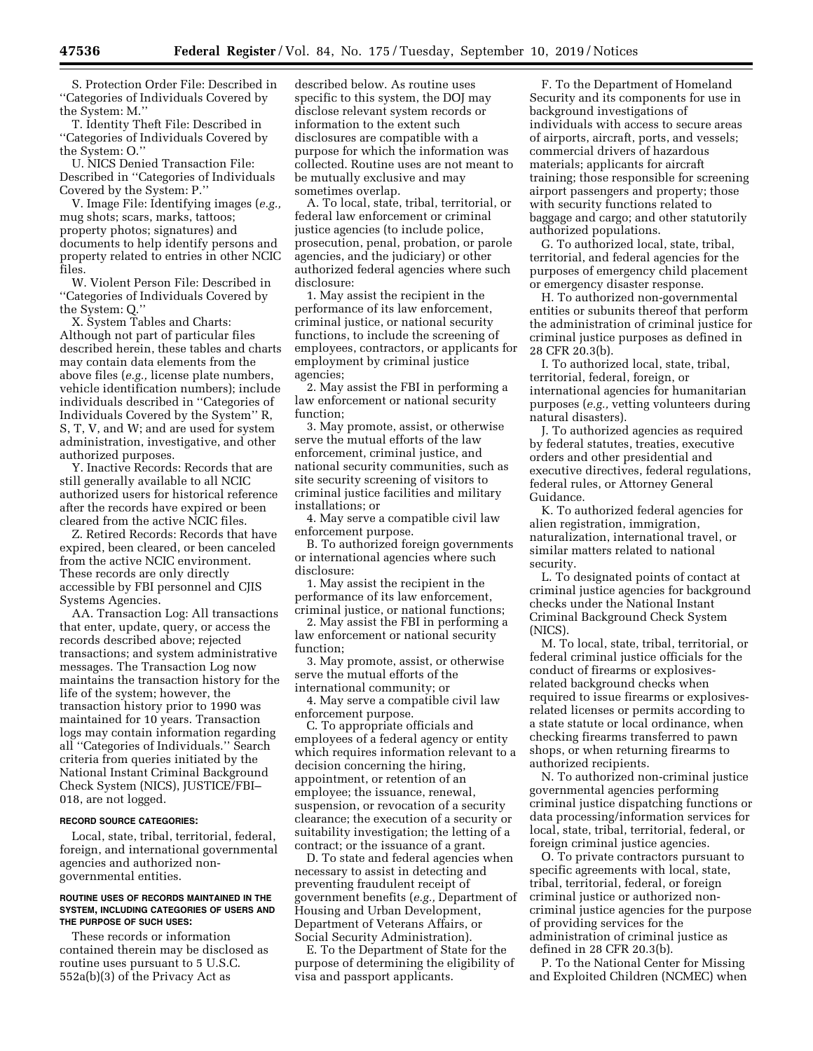S. Protection Order File: Described in "Categories of Individuals Covered by the System: M."

T. Identity Theft File: Described in "Categories of Individuals Covered by the System: O."

U. NICS Denied Transaction File: Described in "Categories of Individuals Covered by the System: P."

V. Image File: Identifying images (*e.g.,* mug shots; scars, marks, tattoos; property photos; signatures) and documents to help identify persons and property related to entries in other NCIC files.

W. Violent Person File: Described in "Categories of Individuals Covered by the System: Q."

X. System Tables and Charts: Although not part of particular files described herein, these tables and charts may contain data elements from the above files (*e.g.,* license plate numbers, vehicle identification numbers); include individuals described in "Categories of Individuals Covered by the System" R, S, T, V, and W; and are used for system administration, investigative, and other authorized purposes.

Y. Inactive Records: Records that are still generally available to all NCIC authorized users for historical reference after the records have expired or been cleared from the active NCIC files.

Z. Retired Records: Records that have expired, been cleared, or been canceled from the active NCIC environment. These records are only directly accessible by FBI personnel and CJIS Systems Agencies.

AA. Transaction Log: All transactions that enter, update, query, or access the records described above; rejected transactions; and system administrative messages. The Transaction Log now maintains the transaction history for the life of the system; however, the transaction history prior to 1990 was maintained for 10 years. Transaction logs may contain information regarding all "Categories of Individuals." Search criteria from queries initiated by the National Instant Criminal Background Check System (NICS), JUSTICE/FBI–018, are not logged.

#### RECORD SOURCE CATEGORIES:

Local, state, tribal, territorial, federal, foreign, and international governmental agencies and authorized non-governmental entities.

#### ROUTINE USES OF RECORDS MAINTAINED IN THE SYSTEM, INCLUDING CATEGORIES OF USERS AND THE PURPOSE OF SUCH USES:

These records or information contained therein may be disclosed as routine uses pursuant to 5 U.S.C. 552a(b)(3) of the Privacy Act as described below. As routine uses specific to this system, the DOJ may disclose relevant system records or information to the extent such disclosures are compatible with a purpose for which the information was collected. Routine uses are not meant to be mutually exclusive and may sometimes overlap.

A. To local, state, tribal, territorial, or federal law enforcement or criminal justice agencies (to include police, prosecution, penal, probation, or parole agencies, and the judiciary) or other authorized federal agencies where such disclosure:

1. May assist the recipient in the performance of its law enforcement, criminal justice, or national security functions, to include the screening of employees, contractors, or applicants for employment by criminal justice agencies;

2. May assist the FBI in performing a law enforcement or national security function;

3. May promote, assist, or otherwise serve the mutual efforts of the law enforcement, criminal justice, and national security communities, such as site security screening of visitors to criminal justice facilities and military installations; or

4. May serve a compatible civil law enforcement purpose.

B. To authorized foreign governments or international agencies where such disclosure:

1. May assist the recipient in the performance of its law enforcement, criminal justice, or national functions;

2. May assist the FBI in performing a law enforcement or national security function;

3. May promote, assist, or otherwise serve the mutual efforts of the international community; or

4. May serve a compatible civil law enforcement purpose.

C. To appropriate officials and employees of a federal agency or entity which requires information relevant to a decision concerning the hiring, appointment, or retention of an employee; the issuance, renewal, suspension, or revocation of a security clearance; the execution of a security or suitability investigation; the letting of a contract; or the issuance of a grant.

D. To state and federal agencies when necessary to assist in detecting and preventing fraudulent receipt of government benefits (*e.g.,* Department of Housing and Urban Development, Department of Veterans Affairs, or Social Security Administration).

E. To the Department of State for the purpose of determining the eligibility of visa and passport applicants.

F. To the Department of Homeland Security and its components for use in background investigations of individuals with access to secure areas of airports, aircraft, ports, and vessels; commercial drivers of hazardous materials; applicants for aircraft training; those responsible for screening airport passengers and property; those with security functions related to baggage and cargo; and other statutorily authorized populations.

G. To authorized local, state, tribal, territorial, and federal agencies for the purposes of emergency child placement or emergency disaster response.

H. To authorized non-governmental entities or subunits thereof that perform the administration of criminal justice for criminal justice purposes as defined in 28 CFR 20.3(b).

I. To authorized local, state, tribal, territorial, federal, foreign, or international agencies for humanitarian purposes (*e.g.,* vetting volunteers during natural disasters).

J. To authorized agencies as required by federal statutes, treaties, executive orders and other presidential and executive directives, federal regulations, federal rules, or Attorney General Guidance.

K. To authorized federal agencies for alien registration, immigration, naturalization, international travel, or similar matters related to national security.

L. To designated points of contact at criminal justice agencies for background checks under the National Instant Criminal Background Check System (NICS).

M. To local, state, tribal, territorial, or federal criminal justice officials for the conduct of firearms or explosives-related background checks when required to issue firearms or explosives-related licenses or permits according to a state statute or local ordinance, when checking firearms transferred to pawn shops, or when returning firearms to authorized recipients.

N. To authorized non-criminal justice governmental agencies performing criminal justice dispatching functions or data processing/information services for local, state, tribal, territorial, federal, or foreign criminal justice agencies.

O. To private contractors pursuant to specific agreements with local, state, tribal, territorial, federal, or foreign criminal justice or authorized non-criminal justice agencies for the purpose of providing services for the administration of criminal justice as defined in 28 CFR 20.3(b).

P. To the National Center for Missing and Exploited Children (NCMEC) when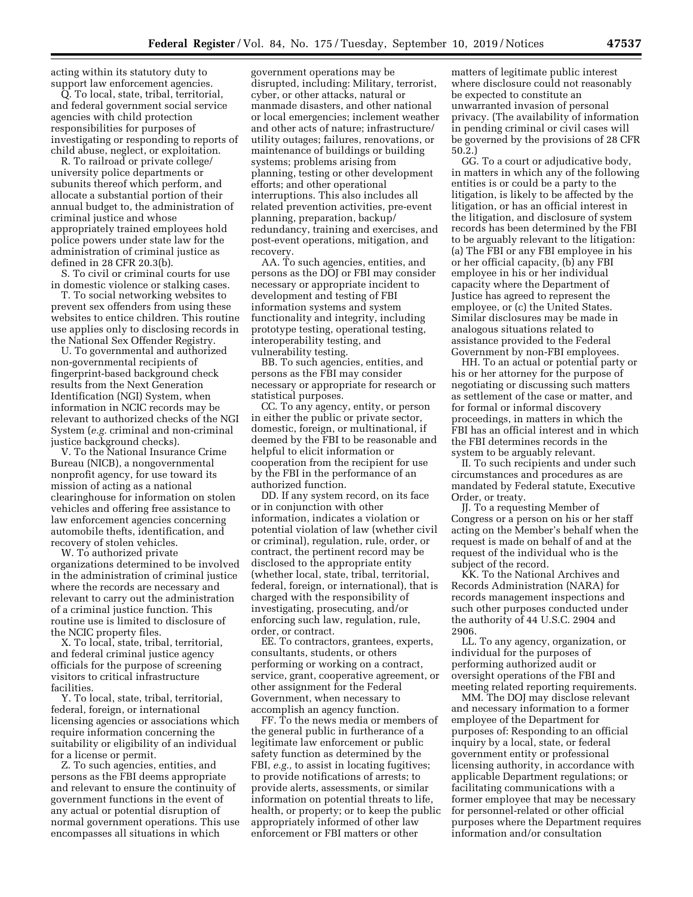acting within its statutory duty to support law enforcement agencies.

Q. To local, state, tribal, territorial, and federal government social service agencies with child protection responsibilities for purposes of investigating or responding to reports of child abuse, neglect, or exploitation.

R. To railroad or private college/university police departments or subunits thereof which perform, and allocate a substantial portion of their annual budget to, the administration of criminal justice and whose appropriately trained employees hold police powers under state law for the administration of criminal justice as defined in 28 CFR 20.3(b).

S. To civil or criminal courts for use in domestic violence or stalking cases.

T. To social networking websites to prevent sex offenders from using these websites to entice children. This routine use applies only to disclosing records in the National Sex Offender Registry.

U. To governmental and authorized non-governmental recipients of fingerprint-based background check results from the Next Generation Identification (NGI) System, when information in NCIC records may be relevant to authorized checks of the NGI System (*e.g.* criminal and non-criminal justice background checks).

V. To the National Insurance Crime Bureau (NICB), a nongovernmental nonprofit agency, for use toward its mission of acting as a national clearinghouse for information on stolen vehicles and offering free assistance to law enforcement agencies concerning automobile thefts, identification, and recovery of stolen vehicles.

W. To authorized private organizations determined to be involved in the administration of criminal justice where the records are necessary and relevant to carry out the administration of a criminal justice function. This routine use is limited to disclosure of the NCIC property files.

X. To local, state, tribal, territorial, and federal criminal justice agency officials for the purpose of screening visitors to critical infrastructure facilities.

Y. To local, state, tribal, territorial, federal, foreign, or international licensing agencies or associations which require information concerning the suitability or eligibility of an individual for a license or permit.

Z. To such agencies, entities, and persons as the FBI deems appropriate and relevant to ensure the continuity of government functions in the event of any actual or potential disruption of normal government operations. This use encompasses all situations in which government operations may be disrupted, including: Military, terrorist, cyber, or other attacks, natural or manmade disasters, and other national or local emergencies; inclement weather and other acts of nature; infrastructure/utility outages; failures, renovations, or maintenance of buildings or building systems; problems arising from planning, testing or other development efforts; and other operational interruptions. This also includes all related prevention activities, pre-event planning, preparation, backup/redundancy, training and exercises, and post-event operations, mitigation, and recovery.

AA. To such agencies, entities, and persons as the DOJ or FBI may consider necessary or appropriate incident to development and testing of FBI information systems and system functionality and integrity, including prototype testing, operational testing, interoperability testing, and vulnerability testing.

BB. To such agencies, entities, and persons as the FBI may consider necessary or appropriate for research or statistical purposes.

CC. To any agency, entity, or person in either the public or private sector, domestic, foreign, or multinational, if deemed by the FBI to be reasonable and helpful to elicit information or cooperation from the recipient for use by the FBI in the performance of an authorized function.

DD. If any system record, on its face or in conjunction with other information, indicates a violation or potential violation of law (whether civil or criminal), regulation, rule, order, or contract, the pertinent record may be disclosed to the appropriate entity (whether local, state, tribal, territorial, federal, foreign, or international), that is charged with the responsibility of investigating, prosecuting, and/or enforcing such law, regulation, rule, order, or contract.

EE. To contractors, grantees, experts, consultants, students, or others performing or working on a contract, service, grant, cooperative agreement, or other assignment for the Federal Government, when necessary to accomplish an agency function.

FF. To the news media or members of the general public in furtherance of a legitimate law enforcement or public safety function as determined by the FBI, *e.g.,* to assist in locating fugitives; to provide notifications of arrests; to provide alerts, assessments, or similar information on potential threats to life, health, or property; or to keep the public appropriately informed of other law enforcement or FBI matters or other matters of legitimate public interest where disclosure could not reasonably be expected to constitute an unwarranted invasion of personal privacy. (The availability of information in pending criminal or civil cases will be governed by the provisions of 28 CFR 50.2.)

GG. To a court or adjudicative body, in matters in which any of the following entities is or could be a party to the litigation, is likely to be affected by the litigation, or has an official interest in the litigation, and disclosure of system records has been determined by the FBI to be arguably relevant to the litigation: (a) The FBI or any FBI employee in his or her official capacity, (b) any FBI employee in his or her individual capacity where the Department of Justice has agreed to represent the employee, or (c) the United States. Similar disclosures may be made in analogous situations related to assistance provided to the Federal Government by non-FBI employees.

HH. To an actual or potential party or his or her attorney for the purpose of negotiating or discussing such matters as settlement of the case or matter, and for formal or informal discovery proceedings, in matters in which the FBI has an official interest and in which the FBI determines records in the system to be arguably relevant.

II. To such recipients and under such circumstances and procedures as are mandated by Federal statute, Executive Order, or treaty.

JJ. To a requesting Member of Congress or a person on his or her staff acting on the Member's behalf when the request is made on behalf of and at the request of the individual who is the subject of the record.

KK. To the National Archives and Records Administration (NARA) for records management inspections and such other purposes conducted under the authority of 44 U.S.C. 2904 and 2906.

LL. To any agency, organization, or individual for the purposes of performing authorized audit or oversight operations of the FBI and meeting related reporting requirements.

MM. The DOJ may disclose relevant and necessary information to a former employee of the Department for purposes of: Responding to an official inquiry by a local, state, or federal government entity or professional licensing authority, in accordance with applicable Department regulations; or facilitating communications with a former employee that may be necessary for personnel-related or other official purposes where the Department requires information and/or consultation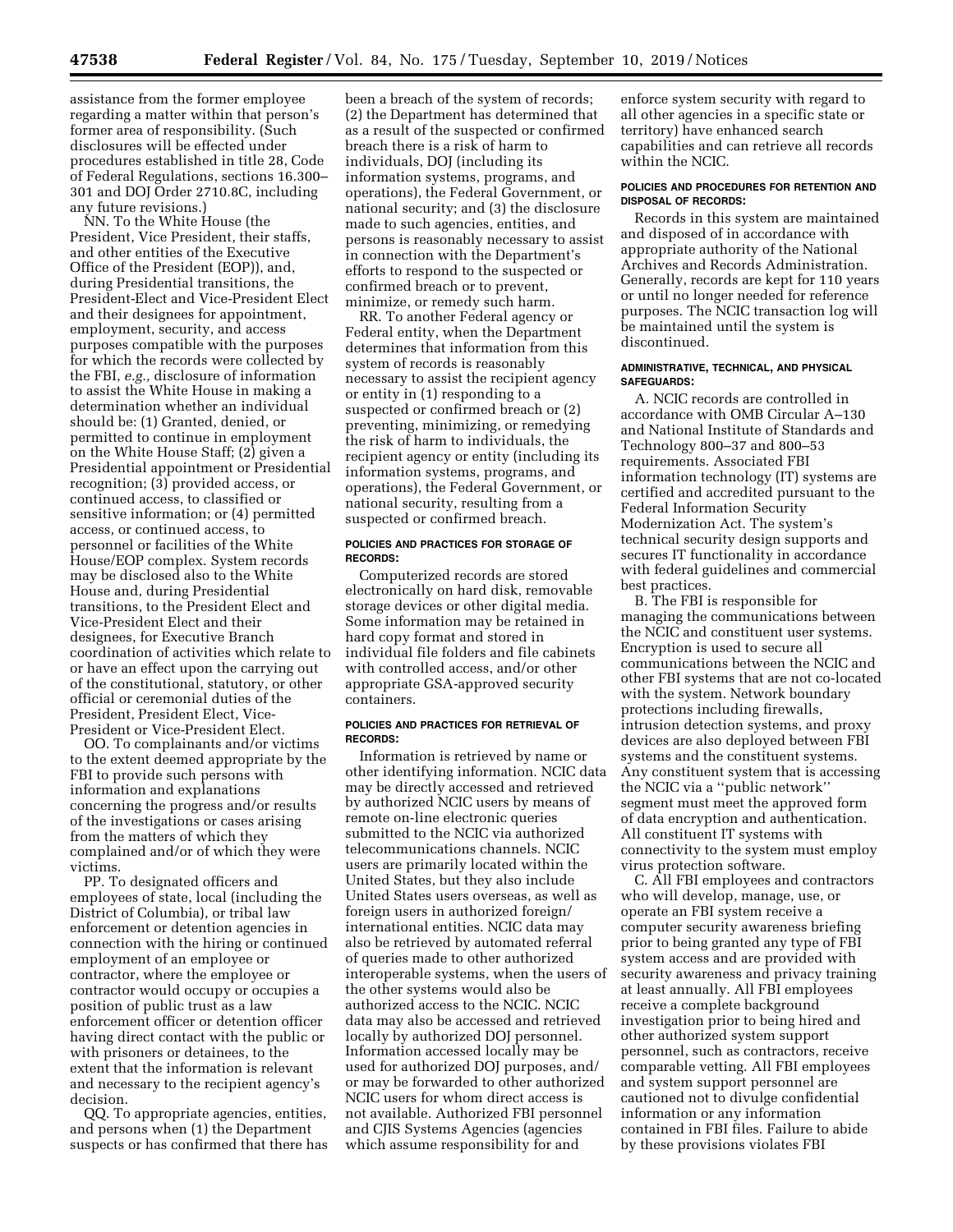assistance from the former employee regarding a matter within that person's former area of responsibility. (Such disclosures will be effected under procedures established in title 28, Code of Federal Regulations, sections 16.300–301 and DOJ Order 2710.8C, including any future revisions.)

NN. To the White House (the President, Vice President, their staffs, and other entities of the Executive Office of the President (EOP)), and, during Presidential transitions, the President-Elect and Vice-President Elect and their designees for appointment, employment, security, and access purposes compatible with the purposes for which the records were collected by the FBI, *e.g.,* disclosure of information to assist the White House in making a determination whether an individual should be: (1) Granted, denied, or permitted to continue in employment on the White House Staff; (2) given a Presidential appointment or Presidential recognition; (3) provided access, or continued access, to classified or sensitive information; or (4) permitted access, or continued access, to personnel or facilities of the White House/EOP complex. System records may be disclosed also to the White House and, during Presidential transitions, to the President Elect and Vice-President Elect and their designees, for Executive Branch coordination of activities which relate to or have an effect upon the carrying out of the constitutional, statutory, or other official or ceremonial duties of the President, President Elect, Vice-President or Vice-President Elect.

OO. To complainants and/or victims to the extent deemed appropriate by the FBI to provide such persons with information and explanations concerning the progress and/or results of the investigations or cases arising from the matters of which they complained and/or of which they were victims.

PP. To designated officers and employees of state, local (including the District of Columbia), or tribal law enforcement or detention agencies in connection with the hiring or continued employment of an employee or contractor, where the employee or contractor would occupy or occupies a position of public trust as a law enforcement officer or detention officer having direct contact with the public or with prisoners or detainees, to the extent that the information is relevant and necessary to the recipient agency's decision.

QQ. To appropriate agencies, entities, and persons when (1) the Department suspects or has confirmed that there has been a breach of the system of records; (2) the Department has determined that as a result of the suspected or confirmed breach there is a risk of harm to individuals, DOJ (including its information systems, programs, and operations), the Federal Government, or national security; and (3) the disclosure made to such agencies, entities, and persons is reasonably necessary to assist in connection with the Department's efforts to respond to the suspected or confirmed breach or to prevent, minimize, or remedy such harm.

RR. To another Federal agency or Federal entity, when the Department determines that information from this system of records is reasonably necessary to assist the recipient agency or entity in (1) responding to a suspected or confirmed breach or (2) preventing, minimizing, or remedying the risk of harm to individuals, the recipient agency or entity (including its information systems, programs, and operations), the Federal Government, or national security, resulting from a suspected or confirmed breach.

#### POLICIES AND PRACTICES FOR STORAGE OF RECORDS:

Computerized records are stored electronically on hard disk, removable storage devices or other digital media. Some information may be retained in hard copy format and stored in individual file folders and file cabinets with controlled access, and/or other appropriate GSA-approved security containers.

#### POLICIES AND PRACTICES FOR RETRIEVAL OF RECORDS:

Information is retrieved by name or other identifying information. NCIC data may be directly accessed and retrieved by authorized NCIC users by means of remote on-line electronic queries submitted to the NCIC via authorized telecommunications channels. NCIC users are primarily located within the United States, but they also include United States users overseas, as well as foreign users in authorized foreign/international entities. NCIC data may also be retrieved by automated referral of queries made to other authorized interoperable systems, when the users of the other systems would also be authorized access to the NCIC. NCIC data may also be accessed and retrieved locally by authorized DOJ personnel. Information accessed locally may be used for authorized DOJ purposes, and/or may be forwarded to other authorized NCIC users for whom direct access is not available. Authorized FBI personnel and CJIS Systems Agencies (agencies which assume responsibility for and enforce system security with regard to all other agencies in a specific state or territory) have enhanced search capabilities and can retrieve all records within the NCIC.

#### POLICIES AND PROCEDURES FOR RETENTION AND DISPOSAL OF RECORDS:

Records in this system are maintained and disposed of in accordance with appropriate authority of the National Archives and Records Administration. Generally, records are kept for 110 years or until no longer needed for reference purposes. The NCIC transaction log will be maintained until the system is discontinued.

#### ADMINISTRATIVE, TECHNICAL, AND PHYSICAL SAFEGUARDS:

A. NCIC records are controlled in accordance with OMB Circular A–130 and National Institute of Standards and Technology 800–37 and 800–53 requirements. Associated FBI information technology (IT) systems are certified and accredited pursuant to the Federal Information Security Modernization Act. The system's technical security design supports and secures IT functionality in accordance with federal guidelines and commercial best practices.

B. The FBI is responsible for managing the communications between the NCIC and constituent user systems. Encryption is used to secure all communications between the NCIC and other FBI systems that are not co-located with the system. Network boundary protections including firewalls, intrusion detection systems, and proxy devices are also deployed between FBI systems and the constituent systems. Any constituent system that is accessing the NCIC via a ''public network'' segment must meet the approved form of data encryption and authentication. All constituent IT systems with connectivity to the system must employ virus protection software.

C. All FBI employees and contractors who will develop, manage, use, or operate an FBI system receive a computer security awareness briefing prior to being granted any type of FBI system access and are provided with security awareness and privacy training at least annually. All FBI employees receive a complete background investigation prior to being hired and other authorized system support personnel, such as contractors, receive comparable vetting. All FBI employees and system support personnel are cautioned not to divulge confidential information or any information contained in FBI files. Failure to abide by these provisions violates FBI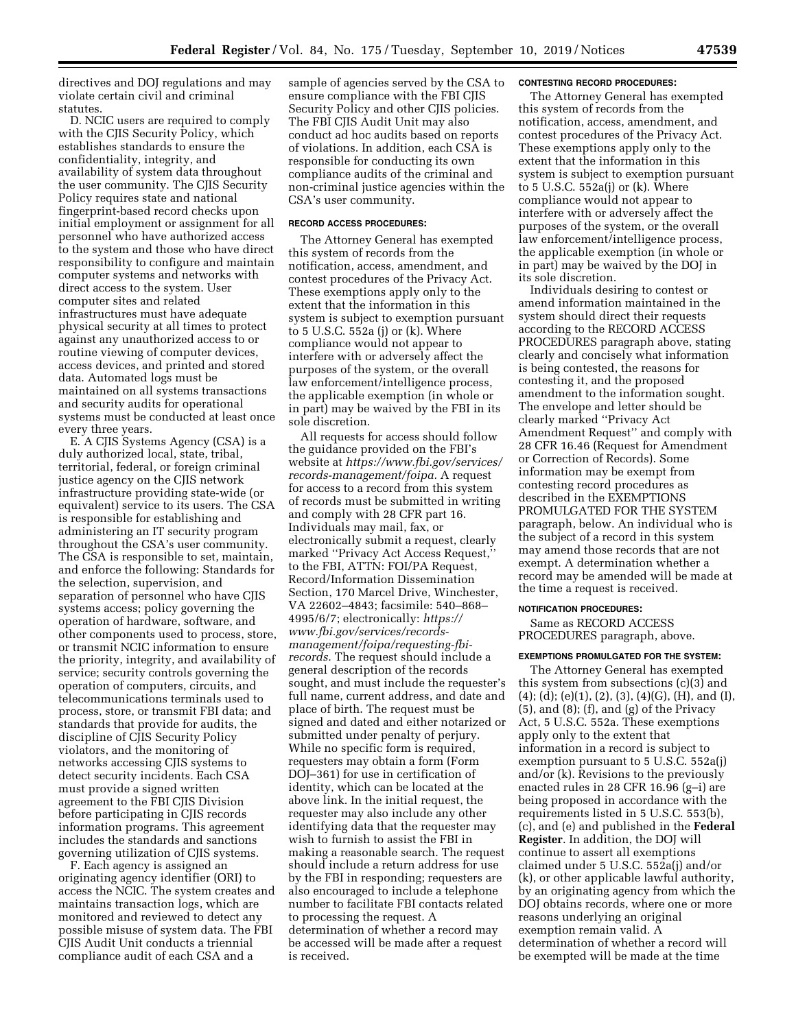directives and DOJ regulations and may violate certain civil and criminal statutes.

D. NCIC users are required to comply with the CJIS Security Policy, which establishes standards to ensure the confidentiality, integrity, and availability of system data throughout the user community. The CJIS Security Policy requires state and national fingerprint-based record checks upon initial employment or assignment for all personnel who have authorized access to the system and those who have direct responsibility to configure and maintain computer systems and networks with direct access to the system. User computer sites and related infrastructures must have adequate physical security at all times to protect against any unauthorized access to or routine viewing of computer devices, access devices, and printed and stored data. Automated logs must be maintained on all systems transactions and security audits for operational systems must be conducted at least once every three years.

E. A CJIS Systems Agency (CSA) is a duly authorized local, state, tribal, territorial, federal, or foreign criminal justice agency on the CJIS network infrastructure providing state-wide (or equivalent) service to its users. The CSA is responsible for establishing and administering an IT security program throughout the CSA's user community. The CSA is responsible to set, maintain, and enforce the following: Standards for the selection, supervision, and separation of personnel who have CJIS systems access; policy governing the operation of hardware, software, and other components used to process, store, or transmit NCIC information to ensure the priority, integrity, and availability of service; security controls governing the operation of computers, circuits, and telecommunications terminals used to process, store, or transmit FBI data; and standards that provide for audits, the discipline of CJIS Security Policy violators, and the monitoring of networks accessing CJIS systems to detect security incidents. Each CSA must provide a signed written agreement to the FBI CJIS Division before participating in CJIS records information programs. This agreement includes the standards and sanctions governing utilization of CJIS systems.

F. Each agency is assigned an originating agency identifier (ORI) to access the NCIC. The system creates and maintains transaction logs, which are monitored and reviewed to detect any possible misuse of system data. The FBI CJIS Audit Unit conducts a triennial compliance audit of each CSA and a sample of agencies served by the CSA to ensure compliance with the FBI CJIS Security Policy and other CJIS policies. The FBI CJIS Audit Unit may also conduct ad hoc audits based on reports of violations. In addition, each CSA is responsible for conducting its own compliance audits of the criminal and non-criminal justice agencies within the CSA's user community.

#### RECORD ACCESS PROCEDURES:

The Attorney General has exempted this system of records from the notification, access, amendment, and contest procedures of the Privacy Act. These exemptions apply only to the extent that the information in this system is subject to exemption pursuant to 5 U.S.C. 552a (j) or (k). Where compliance would not appear to interfere with or adversely affect the purposes of the system, or the overall law enforcement/intelligence process, the applicable exemption (in whole or in part) may be waived by the FBI in its sole discretion.

All requests for access should follow the guidance provided on the FBI's website at *https://www.fbi.gov/services/records-management/foipa.* A request for access to a record from this system of records must be submitted in writing and comply with 28 CFR part 16. Individuals may mail, fax, or electronically submit a request, clearly marked "Privacy Act Access Request," to the FBI, ATTN: FOI/PA Request, Record/Information Dissemination Section, 170 Marcel Drive, Winchester, VA 22602–4843; facsimile: 540–868–4995/6/7; electronically: *https://www.fbi.gov/services/records-management/foipa/requesting-fbi-records.* The request should include a general description of the records sought, and must include the requester's full name, current address, and date and place of birth. The request must be signed and dated and either notarized or submitted under penalty of perjury. While no specific form is required, requesters may obtain a form (Form DOJ–361) for use in certification of identity, which can be located at the above link. In the initial request, the requester may also include any other identifying data that the requester may wish to furnish to assist the FBI in making a reasonable search. The request should include a return address for use by the FBI in responding; requesters are also encouraged to include a telephone number to facilitate FBI contacts related to processing the request. A determination of whether a record may be accessed will be made after a request is received.

#### CONTESTING RECORD PROCEDURES:

The Attorney General has exempted this system of records from the notification, access, amendment, and contest procedures of the Privacy Act. These exemptions apply only to the extent that the information in this system is subject to exemption pursuant to 5 U.S.C. 552a(j) or (k). Where compliance would not appear to interfere with or adversely affect the purposes of the system, or the overall law enforcement/intelligence process, the applicable exemption (in whole or in part) may be waived by the DOJ in its sole discretion.

Individuals desiring to contest or amend information maintained in the system should direct their requests according to the RECORD ACCESS PROCEDURES paragraph above, stating clearly and concisely what information is being contested, the reasons for contesting it, and the proposed amendment to the information sought. The envelope and letter should be clearly marked "Privacy Act Amendment Request" and comply with 28 CFR 16.46 (Request for Amendment or Correction of Records). Some information may be exempt from contesting record procedures as described in the EXEMPTIONS PROMULGATED FOR THE SYSTEM paragraph, below. An individual who is the subject of a record in this system may amend those records that are not exempt. A determination whether a record may be amended will be made at the time a request is received.

#### NOTIFICATION PROCEDURES:

Same as RECORD ACCESS PROCEDURES paragraph, above.

#### EXEMPTIONS PROMULGATED FOR THE SYSTEM:

The Attorney General has exempted this system from subsections (c)(3) and (4); (d); (e)(1), (2), (3), (4)(G), (H), and (I), (5), and (8); (f), and (g) of the Privacy Act, 5 U.S.C. 552a. These exemptions apply only to the extent that information in a record is subject to exemption pursuant to 5 U.S.C. 552a(j) and/or (k). Revisions to the previously enacted rules in 28 CFR 16.96 (g–i) are being proposed in accordance with the requirements listed in 5 U.S.C. 553(b), (c), and (e) and published in the **Federal Register**. In addition, the DOJ will continue to assert all exemptions claimed under 5 U.S.C. 552a(j) and/or (k), or other applicable lawful authority, by an originating agency from which the DOJ obtains records, where one or more reasons underlying an original exemption remain valid. A determination of whether a record will be exempted will be made at the time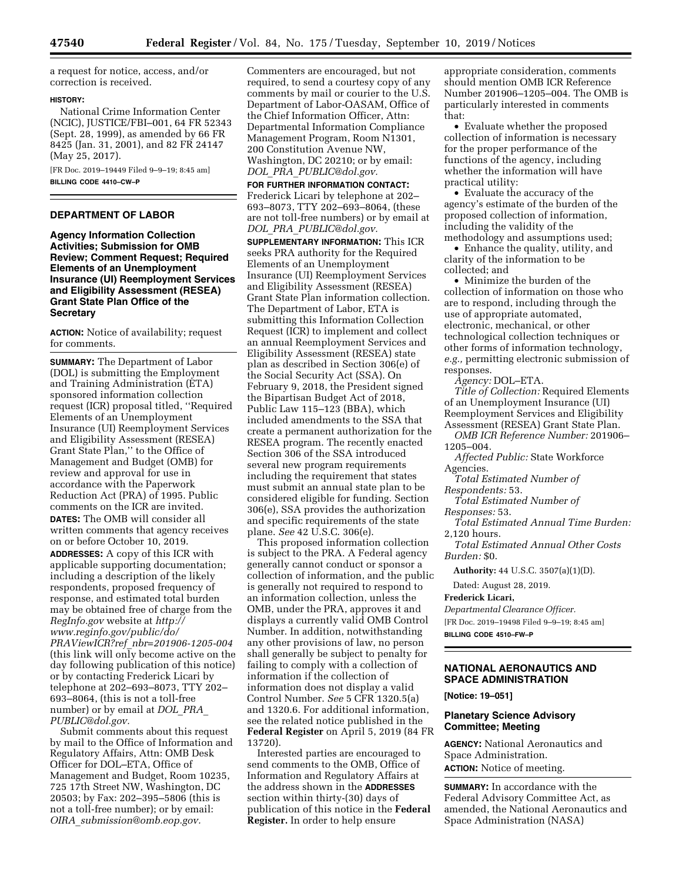a request for notice, access, and/or correction is received.

**HISTORY:**

National Crime Information Center (NCIC), JUSTICE/FBI–001, 64 FR 52343 (Sept. 28, 1999), as amended by 66 FR 8425 (Jan. 31, 2001), and 82 FR 24147 (May 25, 2017).

[FR Doc. 2019–19449 Filed 9–9–19; 8:45 am]

**BILLING CODE 4410–CW–P**

## DEPARTMENT OF LABOR

### Agency Information Collection Activities; Submission for OMB Review; Comment Request; Required Elements of an Unemployment Insurance (UI) Reemployment Services and Eligibility Assessment (RESEA) Grant State Plan Office of the Secretary

**ACTION:** Notice of availability; request for comments.

**SUMMARY:** The Department of Labor (DOL) is submitting the Employment and Training Administration (ETA) sponsored information collection request (ICR) proposal titled, ''Required Elements of an Unemployment Insurance (UI) Reemployment Services and Eligibility Assessment (RESEA) Grant State Plan,'' to the Office of Management and Budget (OMB) for review and approval for use in accordance with the Paperwork Reduction Act (PRA) of 1995. Public comments on the ICR are invited.

**DATES:** The OMB will consider all written comments that agency receives on or before October 10, 2019.

**ADDRESSES:** A copy of this ICR with applicable supporting documentation; including a description of the likely respondents, proposed frequency of response, and estimated total burden may be obtained free of charge from the *RegInfo.gov* website at *http://www.reginfo.gov/public/do/PRAViewICR?ref_nbr=201906-1205-004* (this link will only become active on the day following publication of this notice) or by contacting Frederick Licari by telephone at 202–693–8073, TTY 202–693–8064, (this is not a toll-free number) or by email at *DOL_PRA_PUBLIC@dol.gov.*

Submit comments about this request by mail to the Office of Information and Regulatory Affairs, Attn: OMB Desk Officer for DOL–ETA, Office of Management and Budget, Room 10235, 725 17th Street NW, Washington, DC 20503; by Fax: 202–395–5806 (this is not a toll-free number); or by email: *OIRA_submission@omb.eop.gov.*

Commenters are encouraged, but not required, to send a courtesy copy of any comments by mail or courier to the U.S. Department of Labor-OASAM, Office of the Chief Information Officer, Attn: Departmental Information Compliance Management Program, Room N1301, 200 Constitution Avenue NW, Washington, DC 20210; or by email: *DOL_PRA_PUBLIC@dol.gov.*

**FOR FURTHER INFORMATION CONTACT:** Frederick Licari by telephone at 202–693–8073, TTY 202–693–8064, (these are not toll-free numbers) or by email at *DOL_PRA_PUBLIC@dol.gov.*

**SUPPLEMENTARY INFORMATION:** This ICR seeks PRA authority for the Required Elements of an Unemployment Insurance (UI) Reemployment Services and Eligibility Assessment (RESEA) Grant State Plan information collection. The Department of Labor, ETA is submitting this Information Collection Request (ICR) to implement and collect an annual Reemployment Services and Eligibility Assessment (RESEA) state plan as described in Section 306(e) of the Social Security Act (SSA). On February 9, 2018, the President signed the Bipartisan Budget Act of 2018, Public Law 115–123 (BBA), which included amendments to the SSA that create a permanent authorization for the RESEA program. The recently enacted Section 306 of the SSA introduced several new program requirements including the requirement that states must submit an annual state plan to be considered eligible for funding. Section 306(e), SSA provides the authorization and specific requirements of the state plane. *See* 42 U.S.C. 306(e).

This proposed information collection is subject to the PRA. A Federal agency generally cannot conduct or sponsor a collection of information, and the public is generally not required to respond to an information collection, unless the OMB, under the PRA, approves it and displays a currently valid OMB Control Number. In addition, notwithstanding any other provisions of law, no person shall generally be subject to penalty for failing to comply with a collection of information if the collection of information does not display a valid Control Number. *See* 5 CFR 1320.5(a) and 1320.6. For additional information, see the related notice published in the **Federal Register** on April 5, 2019 (84 FR 13720).

Interested parties are encouraged to send comments to the OMB, Office of Information and Regulatory Affairs at the address shown in the **ADDRESSES** section within thirty-(30) days of publication of this notice in the **Federal Register.** In order to help ensure appropriate consideration, comments should mention OMB ICR Reference Number 201906–1205–004. The OMB is particularly interested in comments that:

- Evaluate whether the proposed collection of information is necessary for the proper performance of the functions of the agency, including whether the information will have practical utility:
- Evaluate the accuracy of the agency's estimate of the burden of the proposed collection of information, including the validity of the methodology and assumptions used;
- Enhance the quality, utility, and clarity of the information to be collected; and
- Minimize the burden of the collection of information on those who are to respond, including through the use of appropriate automated, electronic, mechanical, or other technological collection techniques or other forms of information technology, *e.g.,* permitting electronic submission of responses.

*Agency:* DOL–ETA.

*Title of Collection:* Required Elements of an Unemployment Insurance (UI) Reemployment Services and Eligibility Assessment (RESEA) Grant State Plan.

*OMB ICR Reference Number:* 201906–1205–004.

*Affected Public:* State Workforce Agencies.

*Total Estimated Number of Respondents:* 53.

*Total Estimated Number of Responses:* 53.

*Total Estimated Annual Time Burden:* 2,120 hours.

*Total Estimated Annual Other Costs Burden:* $0.

**Authority:** 44 U.S.C. 3507(a)(1)(D).

Dated: August 28, 2019.

**Frederick Licari,**

*Departmental Clearance Officer.*

[FR Doc. 2019–19498 Filed 9–9–19; 8:45 am]

**BILLING CODE 4510–FW–P**

## NATIONAL AERONAUTICS AND SPACE ADMINISTRATION

**[Notice: 19–051]**

### Planetary Science Advisory Committee; Meeting

**AGENCY:** National Aeronautics and Space Administration.

**ACTION:** Notice of meeting.

**SUMMARY:** In accordance with the Federal Advisory Committee Act, as amended, the National Aeronautics and Space Administration (NASA)